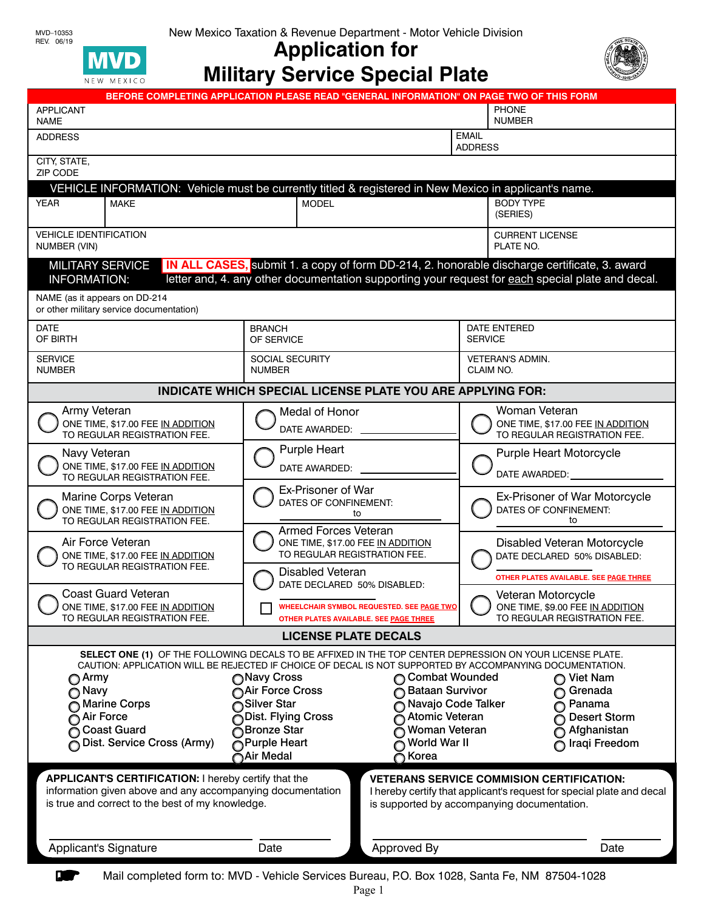MVD-10353
REV. 06/19

MVD NEW MEXICO

New Mexico Taxation & Revenue Department - Motor Vehicle Division

# Application for Military Service Special Plate

**BEFORE COMPLETING APPLICATION PLEASE READ "GENERAL INFORMATION" ON PAGE TWO OF THIS FORM**

| | |
|---|---|
| APPLICANT NAME | PHONE NUMBER |
| ADDRESS | EMAIL ADDRESS |
| CITY, STATE, ZIP CODE | |

**VEHICLE INFORMATION:** Vehicle must be currently titled & registered in New Mexico in applicant's name.

| | | | |
|---|---|---|---|
| YEAR | MAKE | MODEL | BODY TYPE (SERIES) |
| VEHICLE IDENTIFICATION NUMBER (VIN) | | | CURRENT LICENSE PLATE NO. |

**MILITARY SERVICE INFORMATION:** **IN ALL CASES,** submit 1. a copy of form DD-214, 2. honorable discharge certificate, 3. award letter and, 4. any other documentation supporting your request for each special plate and decal.

| | | |
|---|---|---|
| NAME (as it appears on DD-214 or other military service documentation) | | |
| DATE OF BIRTH | BRANCH OF SERVICE | DATE ENTERED SERVICE |
| SERVICE NUMBER | SOCIAL SECURITY NUMBER | VETERAN'S ADMIN. CLAIM NO. |

## INDICATE WHICH SPECIAL LICENSE PLATE YOU ARE APPLYING FOR:

| | | |
|---|---|---|
| ○ Army Veteran ONE TIME, $17.00 FEE IN ADDITION TO REGULAR REGISTRATION FEE. | ○ Medal of Honor DATE AWARDED: ______ | ○ Woman Veteran ONE TIME, $17.00 FEE IN ADDITION TO REGULAR REGISTRATION FEE. |
| ○ Navy Veteran ONE TIME, $17.00 FEE IN ADDITION TO REGULAR REGISTRATION FEE. | ○ Purple Heart DATE AWARDED: ______ | ○ Purple Heart Motorcycle DATE AWARDED: ______ |
| ○ Marine Corps Veteran ONE TIME, $17.00 FEE IN ADDITION TO REGULAR REGISTRATION FEE. | ○ Ex-Prisoner of War DATES OF CONFINEMENT: ______ to ______ | ○ Ex-Prisoner of War Motorcycle DATES OF CONFINEMENT: ______ to ______ |
| ○ Air Force Veteran ONE TIME, $17.00 FEE IN ADDITION TO REGULAR REGISTRATION FEE. | ○ Armed Forces Veteran ONE TIME, $17.00 FEE IN ADDITION TO REGULAR REGISTRATION FEE. | ○ Disabled Veteran Motorcycle DATE DECLARED 50% DISABLED: ______ OTHER PLATES AVAILABLE. SEE PAGE THREE |
| ○ Coast Guard Veteran ONE TIME, $17.00 FEE IN ADDITION TO REGULAR REGISTRATION FEE. | ○ Disabled Veteran DATE DECLARED 50% DISABLED: ______ ☐ WHEELCHAIR SYMBOL REQUESTED. SEE PAGE TWO OTHER PLATES AVAILABLE. SEE PAGE THREE | ○ Veteran Motorcycle ONE TIME, $9.00 FEE IN ADDITION TO REGULAR REGISTRATION FEE. |

## LICENSE PLATE DECALS

**SELECT ONE (1)** OF THE FOLLOWING DECALS TO BE AFFIXED IN THE TOP CENTER DEPRESSION ON YOUR LICENSE PLATE.
CAUTION: APPLICATION WILL BE REJECTED IF CHOICE OF DECAL IS NOT SUPPORTED BY ACCOMPANYING DOCUMENTATION.

| | | | |
|---|---|---|---|
| ○ Army | ○ Navy Cross | ○ Combat Wounded | ○ Viet Nam |
| ○ Navy | ○ Air Force Cross | ○ Bataan Survivor | ○ Grenada |
| ○ Marine Corps | ○ Silver Star | ○ Navajo Code Talker | ○ Panama |
| ○ Air Force | ○ Dist. Flying Cross | ○ Atomic Veteran | ○ Desert Storm |
| ○ Coast Guard | ○ Bronze Star | ○ Woman Veteran | ○ Afghanistan |
| ○ Dist. Service Cross (Army) | ○ Purple Heart | ○ World War II | ○ Iraqi Freedom |
| | ○ Air Medal | ○ Korea | |

**APPLICANT'S CERTIFICATION:** I hereby certify that the information given above and any accompanying documentation is true and correct to the best of my knowledge.

Applicant's Signature ______ Date ______

**VETERANS SERVICE COMMISION CERTIFICATION:** I hereby certify that applicant's request for special plate and decal is supported by accompanying documentation.

Approved By ______ Date ______

Mail completed form to: MVD - Vehicle Services Bureau, P.O. Box 1028, Santa Fe, NM 87504-1028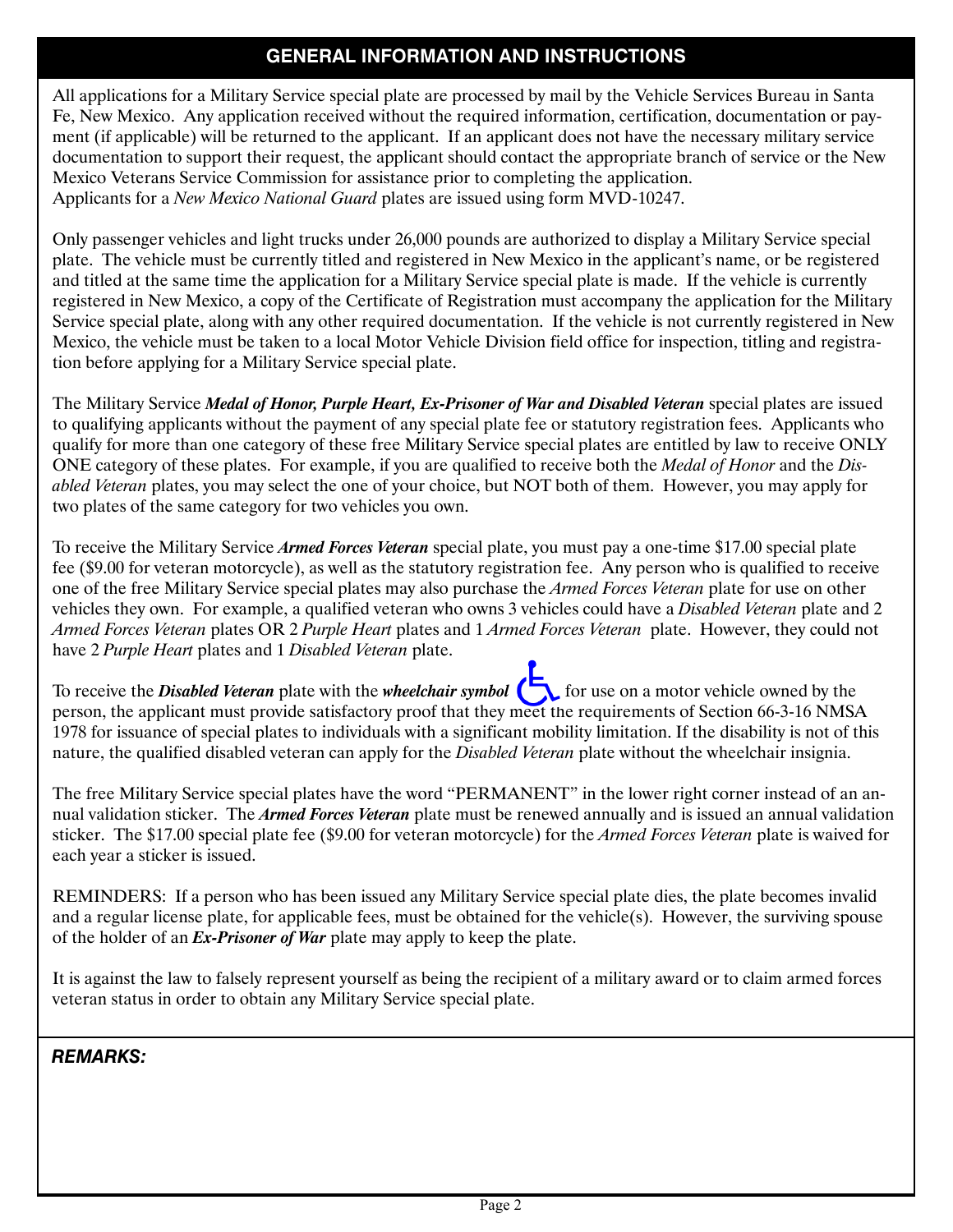## GENERAL INFORMATION AND INSTRUCTIONS

All applications for a Military Service special plate are processed by mail by the Vehicle Services Bureau in Santa Fe, New Mexico. Any application received without the required information, certification, documentation or payment (if applicable) will be returned to the applicant. If an applicant does not have the necessary military service documentation to support their request, the applicant should contact the appropriate branch of service or the New Mexico Veterans Service Commission for assistance prior to completing the application.
Applicants for a *New Mexico National Guard* plates are issued using form MVD-10247.

Only passenger vehicles and light trucks under 26,000 pounds are authorized to display a Military Service special plate. The vehicle must be currently titled and registered in New Mexico in the applicant's name, or be registered and titled at the same time the application for a Military Service special plate is made. If the vehicle is currently registered in New Mexico, a copy of the Certificate of Registration must accompany the application for the Military Service special plate, along with any other required documentation. If the vehicle is not currently registered in New Mexico, the vehicle must be taken to a local Motor Vehicle Division field office for inspection, titling and registration before applying for a Military Service special plate.

The Military Service ***Medal of Honor, Purple Heart, Ex-Prisoner of War and Disabled Veteran*** special plates are issued to qualifying applicants without the payment of any special plate fee or statutory registration fees. Applicants who qualify for more than one category of these free Military Service special plates are entitled by law to receive ONLY ONE category of these plates. For example, if you are qualified to receive both the *Medal of Honor* and the *Disabled Veteran* plates, you may select the one of your choice, but NOT both of them. However, you may apply for two plates of the same category for two vehicles you own.

To receive the Military Service ***Armed Forces Veteran*** special plate, you must pay a one-time $17.00 special plate fee ($9.00 for veteran motorcycle), as well as the statutory registration fee. Any person who is qualified to receive one of the free Military Service special plates may also purchase the *Armed Forces Veteran* plate for use on other vehicles they own. For example, a qualified veteran who owns 3 vehicles could have a *Disabled Veteran* plate and 2 *Armed Forces Veteran* plates OR 2 *Purple Heart* plates and 1 *Armed Forces Veteran* plate. However, they could not have 2 *Purple Heart* plates and 1 *Disabled Veteran* plate.

To receive the ***Disabled Veteran*** plate with the ***wheelchair symbol*** ♿ for use on a motor vehicle owned by the person, the applicant must provide satisfactory proof that they meet the requirements of Section 66-3-16 NMSA 1978 for issuance of special plates to individuals with a significant mobility limitation. If the disability is not of this nature, the qualified disabled veteran can apply for the *Disabled Veteran* plate without the wheelchair insignia.

The free Military Service special plates have the word "PERMANENT" in the lower right corner instead of an annual validation sticker. The ***Armed Forces Veteran*** plate must be renewed annually and is issued an annual validation sticker. The $17.00 special plate fee ($9.00 for veteran motorcycle) for the *Armed Forces Veteran* plate is waived for each year a sticker is issued.

REMINDERS: If a person who has been issued any Military Service special plate dies, the plate becomes invalid and a regular license plate, for applicable fees, must be obtained for the vehicle(s). However, the surviving spouse of the holder of an ***Ex-Prisoner of War*** plate may apply to keep the plate.

It is against the law to falsely represent yourself as being the recipient of a military award or to claim armed forces veteran status in order to obtain any Military Service special plate.

***REMARKS:***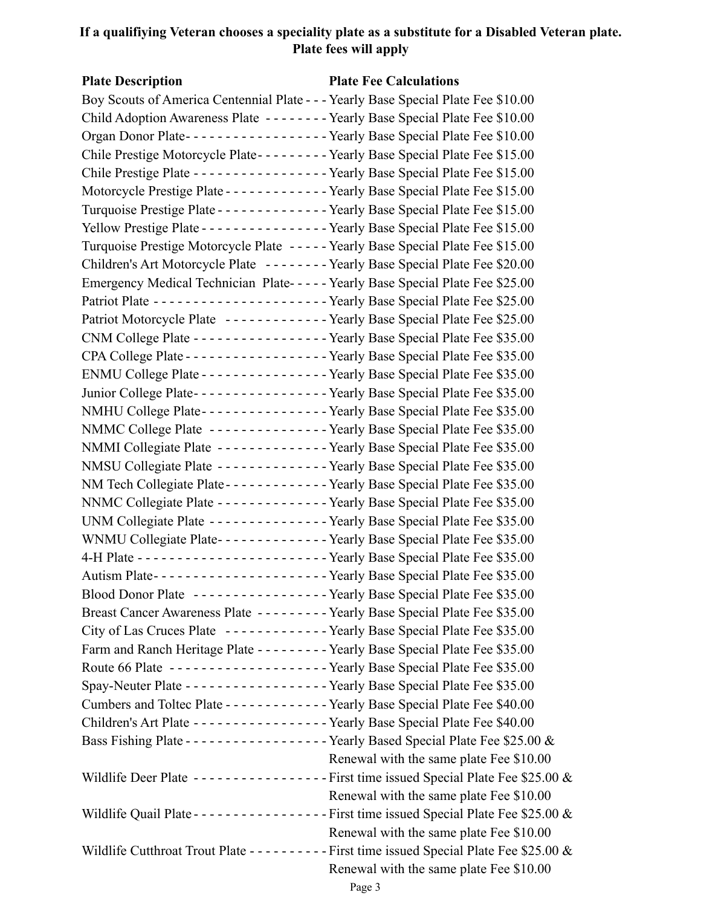**If a qualifiying Veteran chooses a speciality plate as a substitute for a Disabled Veteran plate. Plate fees will apply**

| Plate Description | Plate Fee Calculations |
|---|---|
| Boy Scouts of America Centennial Plate | Yearly Base Special Plate Fee $10.00 |
| Child Adoption Awareness Plate | Yearly Base Special Plate Fee $10.00 |
| Organ Donor Plate | Yearly Base Special Plate Fee $10.00 |
| Chile Prestige Motorcycle Plate | Yearly Base Special Plate Fee $15.00 |
| Chile Prestige Plate | Yearly Base Special Plate Fee $15.00 |
| Motorcycle Prestige Plate | Yearly Base Special Plate Fee $15.00 |
| Turquoise Prestige Plate | Yearly Base Special Plate Fee $15.00 |
| Yellow Prestige Plate | Yearly Base Special Plate Fee $15.00 |
| Turquoise Prestige Motorcycle Plate | Yearly Base Special Plate Fee $15.00 |
| Children's Art Motorcycle Plate | Yearly Base Special Plate Fee $20.00 |
| Emergency Medical Technician Plate | Yearly Base Special Plate Fee $25.00 |
| Patriot Plate | Yearly Base Special Plate Fee $25.00 |
| Patriot Motorcycle Plate | Yearly Base Special Plate Fee $25.00 |
| CNM College Plate | Yearly Base Special Plate Fee $35.00 |
| CPA College Plate | Yearly Base Special Plate Fee $35.00 |
| ENMU College Plate | Yearly Base Special Plate Fee $35.00 |
| Junior College Plate | Yearly Base Special Plate Fee $35.00 |
| NMHU College Plate | Yearly Base Special Plate Fee $35.00 |
| NMMC College Plate | Yearly Base Special Plate Fee $35.00 |
| NMMI Collegiate Plate | Yearly Base Special Plate Fee $35.00 |
| NMSU Collegiate Plate | Yearly Base Special Plate Fee $35.00 |
| NM Tech Collegiate Plate | Yearly Base Special Plate Fee $35.00 |
| NNMC Collegiate Plate | Yearly Base Special Plate Fee $35.00 |
| UNM Collegiate Plate | Yearly Base Special Plate Fee $35.00 |
| WNMU Collegiate Plate | Yearly Base Special Plate Fee $35.00 |
| 4-H Plate | Yearly Base Special Plate Fee $35.00 |
| Autism Plate | Yearly Base Special Plate Fee $35.00 |
| Blood Donor Plate | Yearly Base Special Plate Fee $35.00 |
| Breast Cancer Awareness Plate | Yearly Base Special Plate Fee $35.00 |
| City of Las Cruces Plate | Yearly Base Special Plate Fee $35.00 |
| Farm and Ranch Heritage Plate | Yearly Base Special Plate Fee $35.00 |
| Route 66 Plate | Yearly Base Special Plate Fee $35.00 |
| Spay-Neuter Plate | Yearly Base Special Plate Fee $35.00 |
| Cumbers and Toltec Plate | Yearly Base Special Plate Fee $40.00 |
| Children's Art Plate | Yearly Base Special Plate Fee $40.00 |
| Bass Fishing Plate | Yearly Based Special Plate Fee $25.00 & Renewal with the same plate Fee $10.00 |
| Wildlife Deer Plate | First time issued Special Plate Fee $25.00 & Renewal with the same plate Fee $10.00 |
| Wildlife Quail Plate | First time issued Special Plate Fee $25.00 & Renewal with the same plate Fee $10.00 |
| Wildlife Cutthroat Trout Plate | First time issued Special Plate Fee $25.00 & Renewal with the same plate Fee $10.00 |